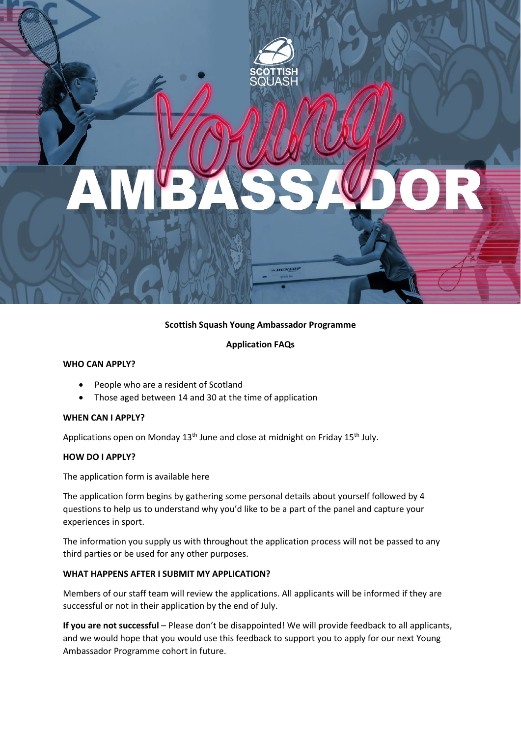**Scottish Squash Young Ambassador Programme**

**Application FAQs**

**WHO CAN APPLY?**

- People who are a resident of Scotland
- Those aged between 14 and 30 at the time of application

**WHEN CAN I APPLY?**

Applications open on Monday 13th June and close at midnight on Friday 15th July.

**HOW DO I APPLY?**

The application form is available here

The application form begins by gathering some personal details about yourself followed by 4 questions to help us to understand why you'd like to be a part of the panel and capture your experiences in sport.

The information you supply us with throughout the application process will not be passed to any third parties or be used for any other purposes.

**WHAT HAPPENS AFTER I SUBMIT MY APPLICATION?**

Members of our staff team will review the applications. All applicants will be informed if they are successful or not in their application by the end of July.

**If you are not successful** – Please don't be disappointed! We will provide feedback to all applicants, and we would hope that you would use this feedback to support you to apply for our next Young Ambassador Programme cohort in future.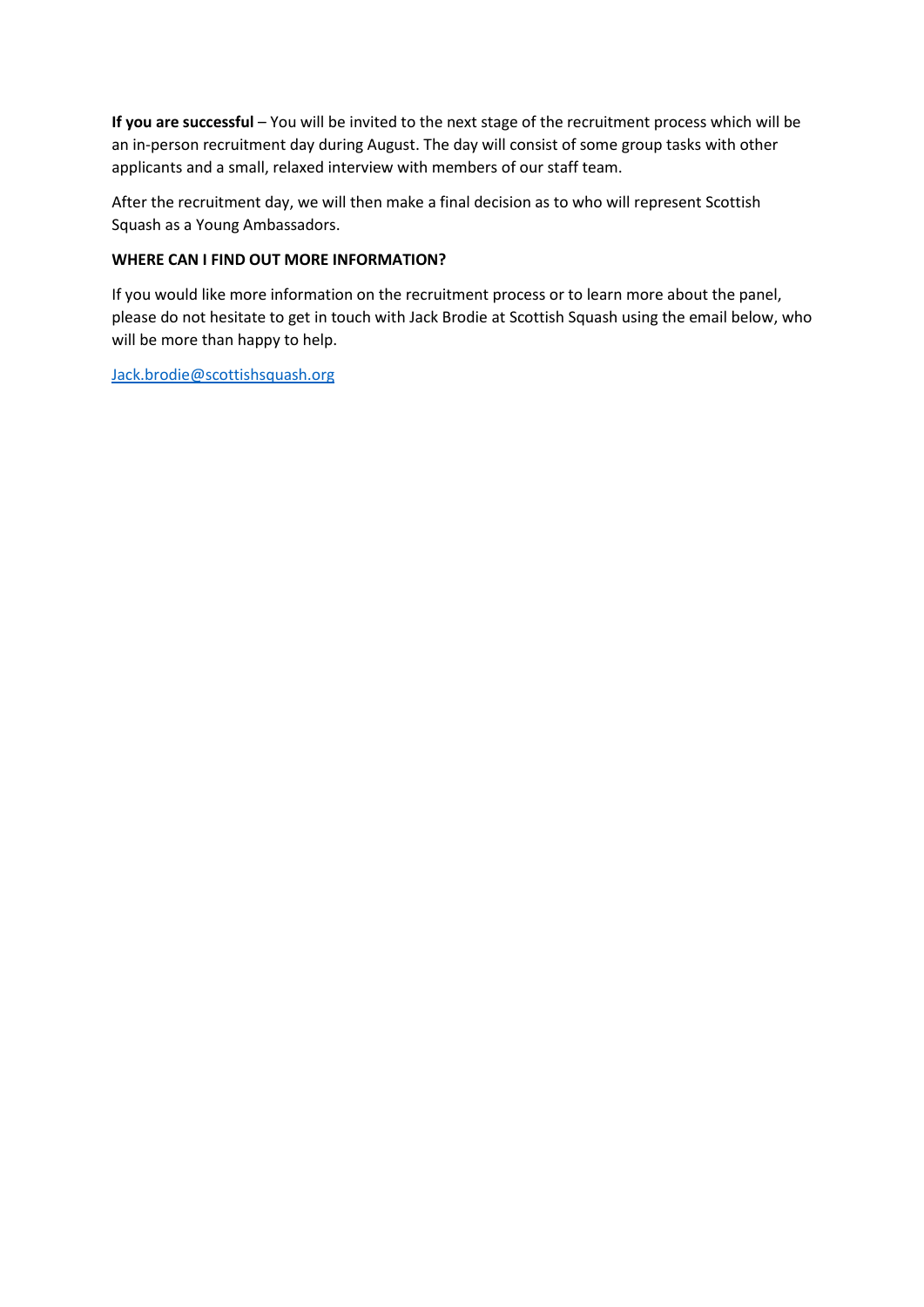**If you are successful** – You will be invited to the next stage of the recruitment process which will be an in-person recruitment day during August. The day will consist of some group tasks with other applicants and a small, relaxed interview with members of our staff team.

After the recruitment day, we will then make a final decision as to who will represent Scottish Squash as a Young Ambassadors.

**WHERE CAN I FIND OUT MORE INFORMATION?**

If you would like more information on the recruitment process or to learn more about the panel, please do not hesitate to get in touch with Jack Brodie at Scottish Squash using the email below, who will be more than happy to help.

Jack.brodie@scottishsquash.org